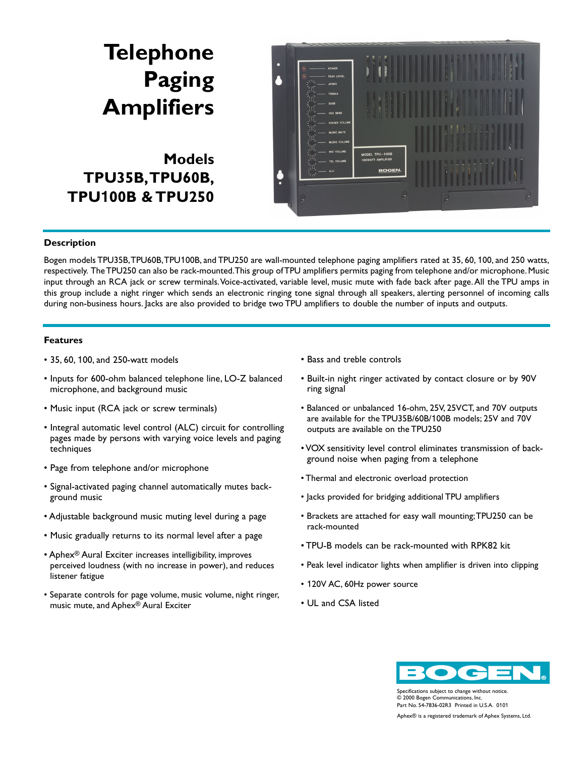# Telephone Paging Amplifiers

## Models TPU35B, TPU60B, TPU100B & TPU250

### Description

Bogen models TPU35B, TPU60B, TPU100B, and TPU250 are wall-mounted telephone paging amplifiers rated at 35, 60, 100, and 250 watts, respectively. The TPU250 can also be rack-mounted. This group of TPU amplifiers permits paging from telephone and/or microphone. Music input through an RCA jack or screw terminals. Voice-activated, variable level, music mute with fade back after page. All the TPU amps in this group include a night ringer which sends an electronic ringing tone signal through all speakers, alerting personnel of incoming calls during non-business hours. Jacks are also provided to bridge two TPU amplifiers to double the number of inputs and outputs.

### Features

- 35, 60, 100, and 250-watt models
- Inputs for 600-ohm balanced telephone line, LO-Z balanced microphone, and background music
- Music input (RCA jack or screw terminals)
- Integral automatic level control (ALC) circuit for controlling pages made by persons with varying voice levels and paging techniques
- Page from telephone and/or microphone
- Signal-activated paging channel automatically mutes background music
- Adjustable background music muting level during a page
- Music gradually returns to its normal level after a page
- Aphex® Aural Exciter increases intelligibility, improves perceived loudness (with no increase in power), and reduces listener fatigue
- Separate controls for page volume, music volume, night ringer, music mute, and Aphex® Aural Exciter
- Bass and treble controls
- Built-in night ringer activated by contact closure or by 90V ring signal
- Balanced or unbalanced 16-ohm, 25V, 25VCT, and 70V outputs are available for the TPU35B/60B/100B models; 25V and 70V outputs are available on the TPU250
- VOX sensitivity level control eliminates transmission of background noise when paging from a telephone
- Thermal and electronic overload protection
- Jacks provided for bridging additional TPU amplifiers
- Brackets are attached for easy wall mounting; TPU250 can be rack-mounted
- TPU-B models can be rack-mounted with RPK82 kit
- Peak level indicator lights when amplifier is driven into clipping
- 120V AC, 60Hz power source
- UL and CSA listed

BOGEN®

Specifications subject to change without notice.
© 2000 Bogen Communications, Inc.
Part No. 54-7836-02R3 Printed in U.S.A. 0101

Aphex® is a registered trademark of Aphex Systems, Ltd.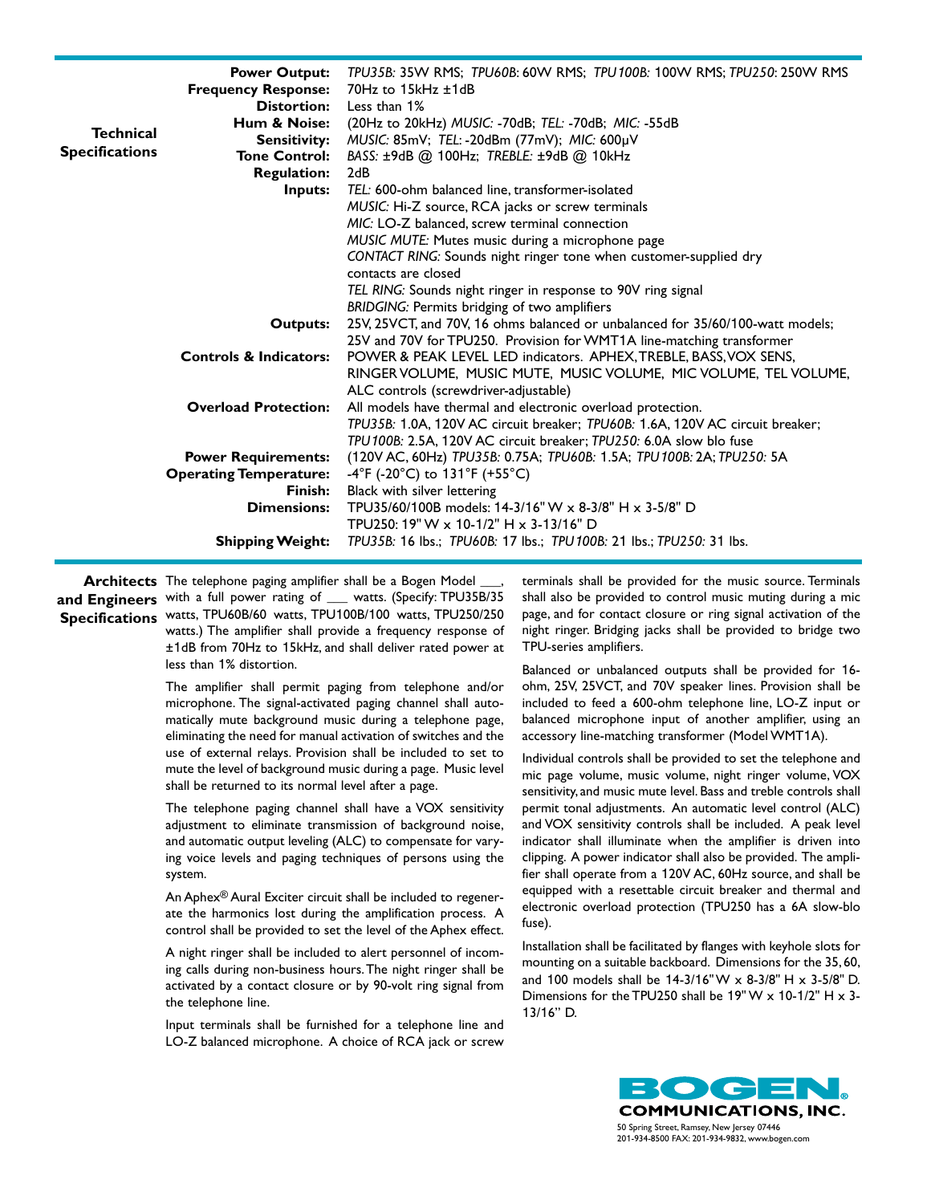## Technical Specifications

**Power Output:** *TPU35B:* 35W RMS; *TPU60B:* 60W RMS; *TPU100B:* 100W RMS; *TPU250:* 250W RMS

**Frequency Response:** 70Hz to 15kHz ±1dB

**Distortion:** Less than 1%

**Hum & Noise:** (20Hz to 20kHz) *MUSIC:* -70dB; *TEL:* -70dB; *MIC:* -55dB

**Sensitivity:** *MUSIC:* 85mV; *TEL:* -20dBm (77mV); *MIC:* 600µV

**Tone Control:** *BASS:* ±9dB @ 100Hz; *TREBLE:* ±9dB @ 10kHz

**Regulation:** 2dB

**Inputs:**
*TEL:* 600-ohm balanced line, transformer-isolated
*MUSIC:* Hi-Z source, RCA jacks or screw terminals
*MIC:* LO-Z balanced, screw terminal connection
*MUSIC MUTE:* Mutes music during a microphone page
*CONTACT RING:* Sounds night ringer tone when customer-supplied dry contacts are closed
*TEL RING:* Sounds night ringer in response to 90V ring signal
*BRIDGING:* Permits bridging of two amplifiers

**Outputs:** 25V, 25VCT, and 70V, 16 ohms balanced or unbalanced for 35/60/100-watt models; 25V and 70V for TPU250. Provision for WMT1A line-matching transformer

**Controls & Indicators:** POWER & PEAK LEVEL LED indicators. APHEX, TREBLE, BASS, VOX SENS, RINGER VOLUME, MUSIC MUTE, MUSIC VOLUME, MIC VOLUME, TEL VOLUME, ALC controls (screwdriver-adjustable)

**Overload Protection:** All models have thermal and electronic overload protection.
*TPU35B:* 1.0A, 120V AC circuit breaker; *TPU60B:* 1.6A, 120V AC circuit breaker;
*TPU100B:* 2.5A, 120V AC circuit breaker; *TPU250:* 6.0A slow blo fuse

**Power Requirements:** (120V AC, 60Hz) *TPU35B:* 0.75A; *TPU60B:* 1.5A; *TPU100B:* 2A; *TPU250:* 5A

**Operating Temperature:** -4°F (-20°C) to 131°F (+55°C)

**Finish:** Black with silver lettering

**Dimensions:** TPU35/60/100B models: 14-3/16" W x 8-3/8" H x 3-5/8" D
TPU250: 19" W x 10-1/2" H x 3-13/16" D

**Shipping Weight:** *TPU35B:* 16 lbs.; *TPU60B:* 17 lbs.; *TPU100B:* 21 lbs.; *TPU250:* 31 lbs.

## Architects and Engineers Specifications

The telephone paging amplifier shall be a Bogen Model ___, with a full power rating of ___ watts. (Specify: TPU35B/35 watts, TPU60B/60 watts, TPU100B/100 watts, TPU250/250 watts.) The amplifier shall provide a frequency response of ±1dB from 70Hz to 15kHz, and shall deliver rated power at less than 1% distortion.

The amplifier shall permit paging from telephone and/or microphone. The signal-activated paging channel shall automatically mute background music during a telephone page, eliminating the need for manual activation of switches and the use of external relays. Provision shall be included to set to mute the level of background music during a page. Music level shall be returned to its normal level after a page.

The telephone paging channel shall have a VOX sensitivity adjustment to eliminate transmission of background noise, and automatic output leveling (ALC) to compensate for varying voice levels and paging techniques of persons using the system.

An Aphex® Aural Exciter circuit shall be included to regenerate the harmonics lost during the amplification process. A control shall be provided to set the level of the Aphex effect.

A night ringer shall be included to alert personnel of incoming calls during non-business hours. The night ringer shall be activated by a contact closure or by 90-volt ring signal from the telephone line.

Input terminals shall be furnished for a telephone line and LO-Z balanced microphone. A choice of RCA jack or screw terminals shall be provided for the music source. Terminals shall also be provided to control music muting during a mic page, and for contact closure or ring signal activation of the night ringer. Bridging jacks shall be provided to bridge two TPU-series amplifiers.

Balanced or unbalanced outputs shall be provided for 16-ohm, 25V, 25VCT, and 70V speaker lines. Provision shall be included to feed a 600-ohm telephone line, LO-Z input or balanced microphone input of another amplifier, using an accessory line-matching transformer (Model WMT1A).

Individual controls shall be provided to set the telephone and mic page volume, music volume, night ringer volume, VOX sensitivity, and music mute level. Bass and treble controls shall permit tonal adjustments. An automatic level control (ALC) and VOX sensitivity controls shall be included. A peak level indicator shall illuminate when the amplifier is driven into clipping. A power indicator shall also be provided. The amplifier shall operate from a 120V AC, 60Hz source, and shall be equipped with a resettable circuit breaker and thermal and electronic overload protection (TPU250 has a 6A slow-blo fuse).

Installation shall be facilitated by flanges with keyhole slots for mounting on a suitable backboard. Dimensions for the 35, 60, and 100 models shall be 14-3/16" W x 8-3/8" H x 3-5/8" D. Dimensions for the TPU250 shall be 19" W x 10-1/2" H x 3-13/16" D.

**BOGEN®**
**COMMUNICATIONS, INC.**
50 Spring Street, Ramsey, New Jersey 07446
201-934-8500 FAX: 201-934-9832, www.bogen.com